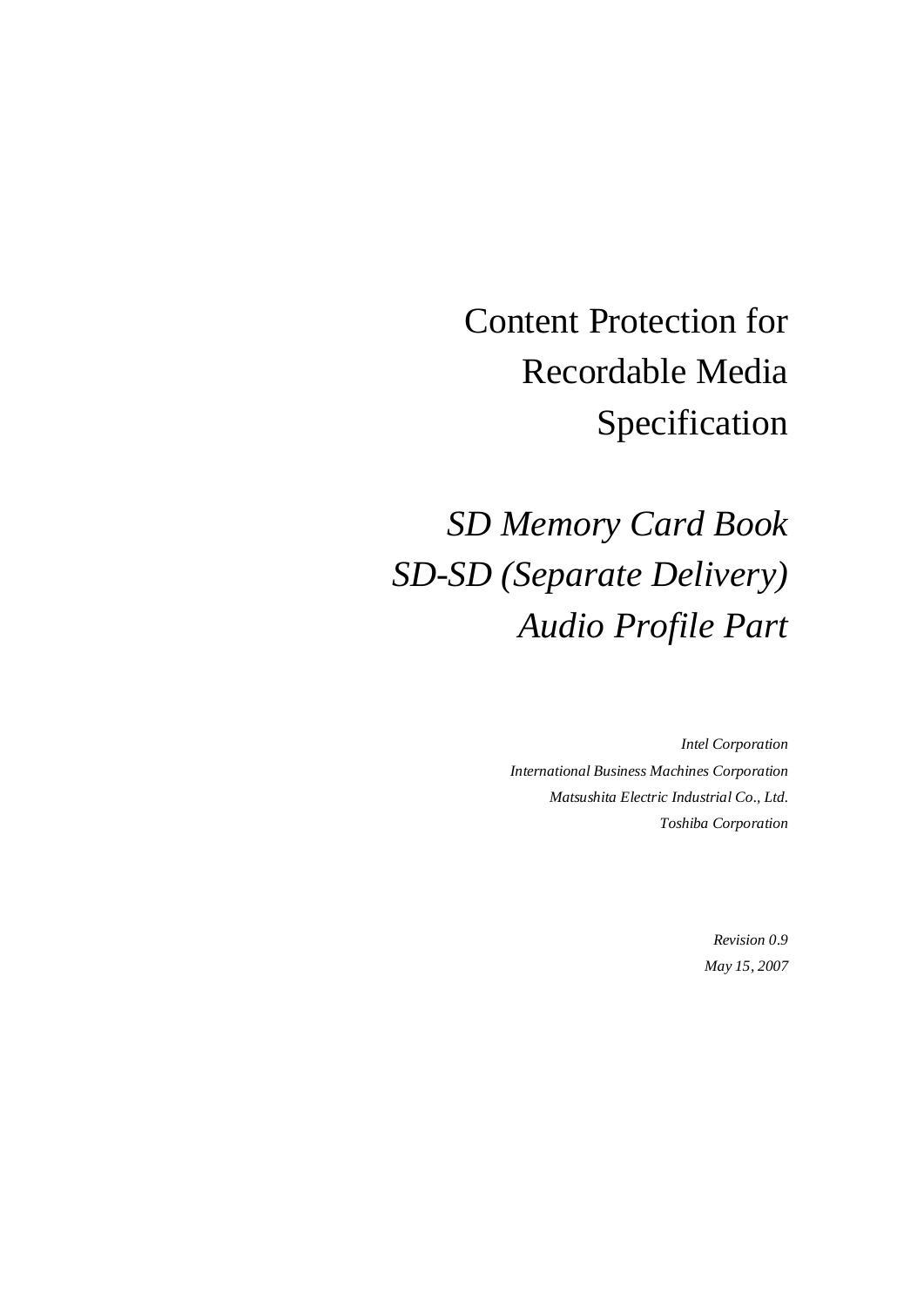# Content Protection for Recordable Media Specification

## *SD Memory Card Book SD-SD (Separate Delivery) Audio Profile Part*

*Intel Corporation*
*International Business Machines Corporation*
*Matsushita Electric Industrial Co., Ltd.*
*Toshiba Corporation*

*Revision 0.9*
*May 15, 2007*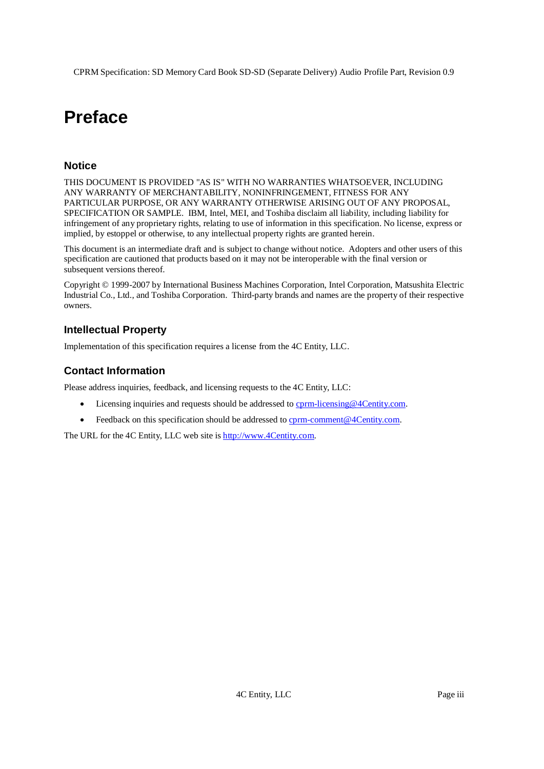# Preface

## Notice

THIS DOCUMENT IS PROVIDED "AS IS" WITH NO WARRANTIES WHATSOEVER, INCLUDING ANY WARRANTY OF MERCHANTABILITY, NONINFRINGEMENT, FITNESS FOR ANY PARTICULAR PURPOSE, OR ANY WARRANTY OTHERWISE ARISING OUT OF ANY PROPOSAL, SPECIFICATION OR SAMPLE. IBM, Intel, MEI, and Toshiba disclaim all liability, including liability for infringement of any proprietary rights, relating to use of information in this specification. No license, express or implied, by estoppel or otherwise, to any intellectual property rights are granted herein.

This document is an intermediate draft and is subject to change without notice. Adopters and other users of this specification are cautioned that products based on it may not be interoperable with the final version or subsequent versions thereof.

Copyright © 1999-2007 by International Business Machines Corporation, Intel Corporation, Matsushita Electric Industrial Co., Ltd., and Toshiba Corporation. Third-party brands and names are the property of their respective owners.

## Intellectual Property

Implementation of this specification requires a license from the 4C Entity, LLC.

## Contact Information

Please address inquiries, feedback, and licensing requests to the 4C Entity, LLC:

- Licensing inquiries and requests should be addressed to cprm-licensing@4Centity.com.
- Feedback on this specification should be addressed to cprm-comment@4Centity.com.

The URL for the 4C Entity, LLC web site is http://www.4Centity.com.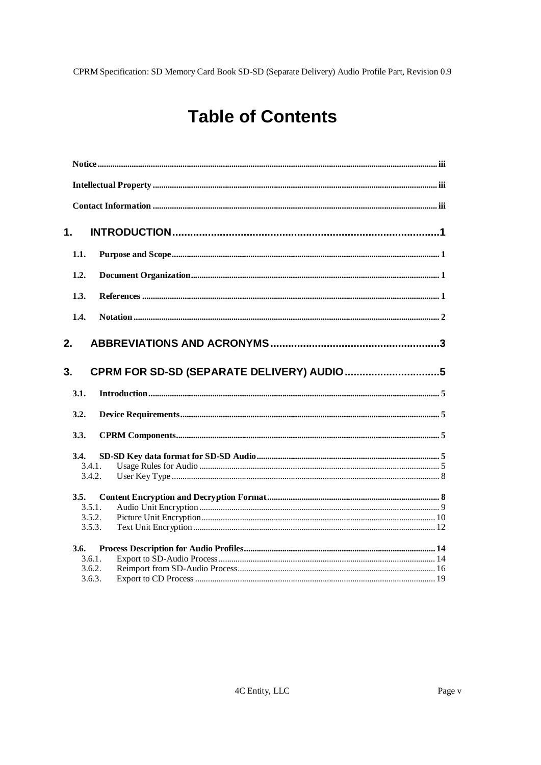# Table of Contents

**Notice** .......... iii

**Intellectual Property** .......... iii

**Contact Information** .......... iii

**1. INTRODUCTION** .......... 1

- **1.1. Purpose and Scope** .......... 1
- **1.2. Document Organization** .......... 1
- **1.3. References** .......... 1
- **1.4. Notation** .......... 2

**2. ABBREVIATIONS AND ACRONYMS** .......... 3

**3. CPRM FOR SD-SD (SEPARATE DELIVERY) AUDIO** .......... 5

- **3.1. Introduction** .......... 5
- **3.2. Device Requirements** .......... 5
- **3.3. CPRM Components** .......... 5
- **3.4. SD-SD Key data format for SD-SD Audio** .......... 5
  - 3.4.1. Usage Rules for Audio .......... 5
  - 3.4.2. User Key Type .......... 8
- **3.5. Content Encryption and Decryption Format** .......... 8
  - 3.5.1. Audio Unit Encryption .......... 9
  - 3.5.2. Picture Unit Encryption .......... 10
  - 3.5.3. Text Unit Encryption .......... 12
- **3.6. Process Description for Audio Profiles** .......... 14
  - 3.6.1. Export to SD-Audio Process .......... 14
  - 3.6.2. Reimport from SD-Audio Process .......... 16
  - 3.6.3. Export to CD Process .......... 19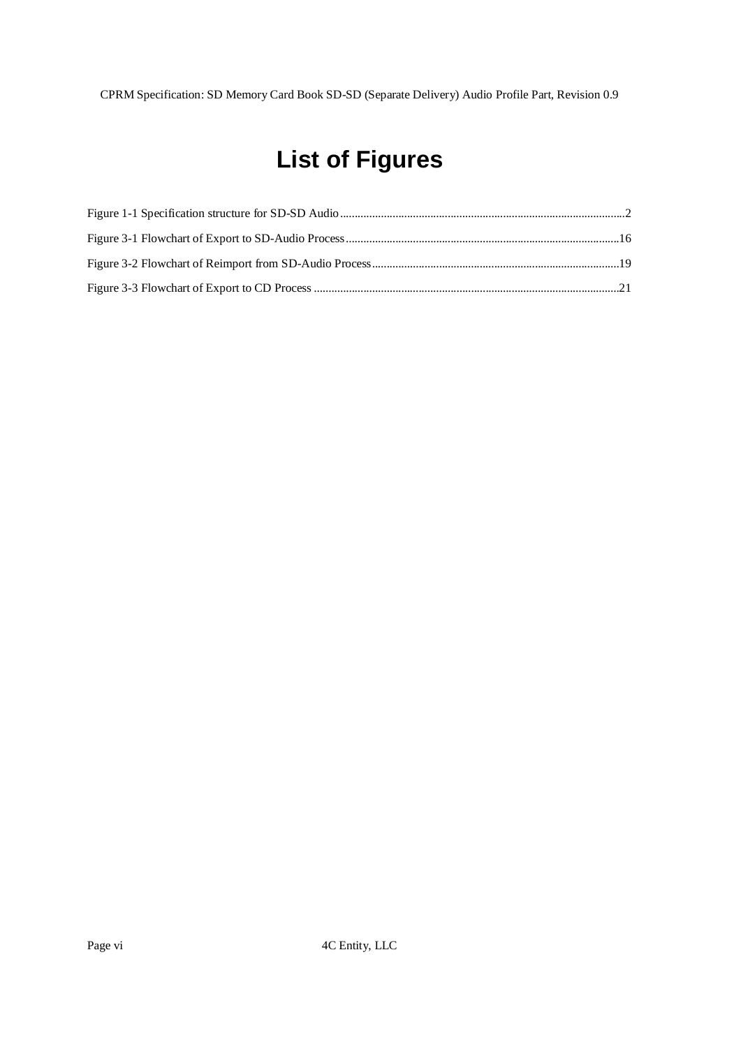# List of Figures

Figure 1-1 Specification structure for SD-SD Audio ........................................................................................2

Figure 3-1 Flowchart of Export to SD-Audio Process ......................................................................................16

Figure 3-2 Flowchart of Reimport from SD-Audio Process ..............................................................................19

Figure 3-3 Flowchart of Export to CD Process ..................................................................................................21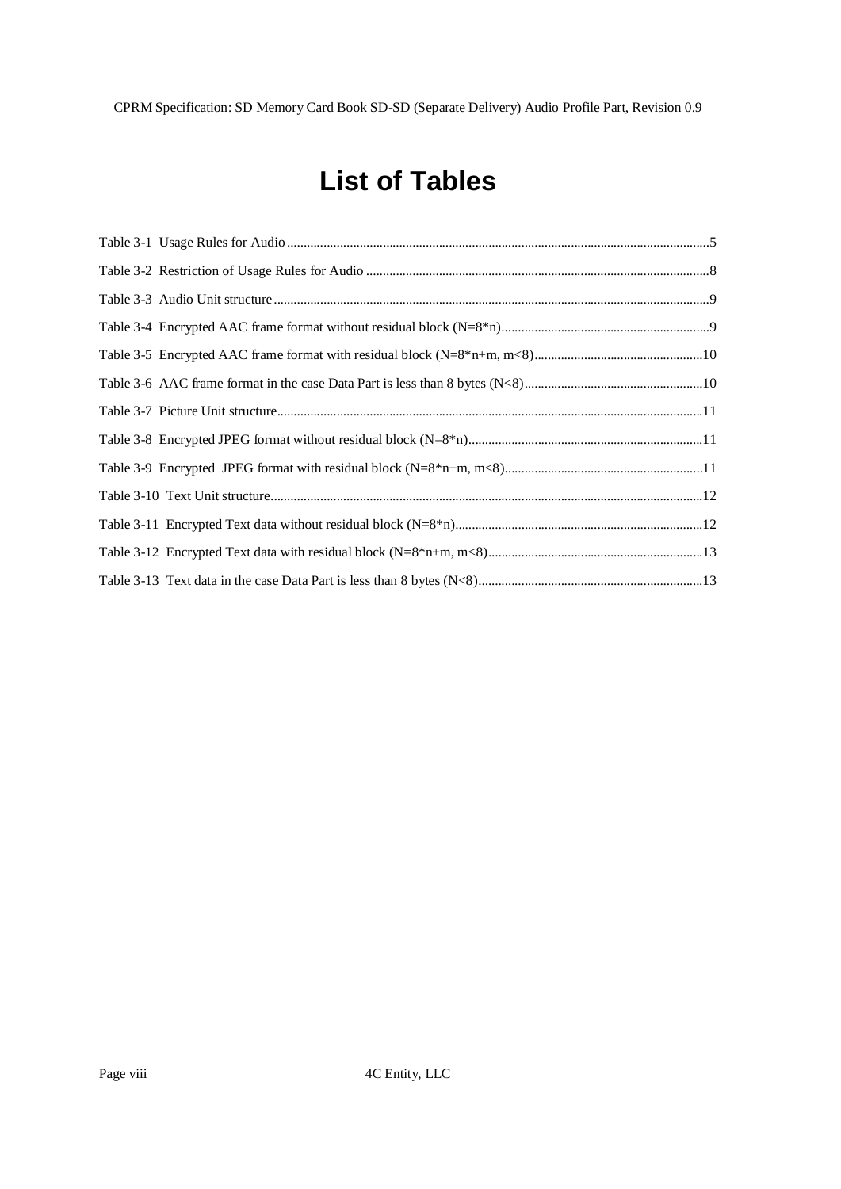# List of Tables

Table 3-1 Usage Rules for Audio ....................................................................................................................5

Table 3-2 Restriction of Usage Rules for Audio ...........................................................................................8

Table 3-3 Audio Unit structure.......................................................................................................................9

Table 3-4 Encrypted AAC frame format without residual block (N=8*n)...................................................9

Table 3-5 Encrypted AAC frame format with residual block (N=8*n+m, m<8)........................................10

Table 3-6 AAC frame format in the case Data Part is less than 8 bytes (N<8)...........................................10

Table 3-7 Picture Unit structure....................................................................................................................11

Table 3-8 Encrypted JPEG format without residual block (N=8*n)...........................................................11

Table 3-9 Encrypted JPEG format with residual block (N=8*n+m, m<8)................................................11

Table 3-10 Text Unit structure......................................................................................................................12

Table 3-11 Encrypted Text data without residual block (N=8*n)...............................................................12

Table 3-12 Encrypted Text data with residual block (N=8*n+m, m<8).....................................................13

Table 3-13 Text data in the case Data Part is less than 8 bytes (N<8)........................................................13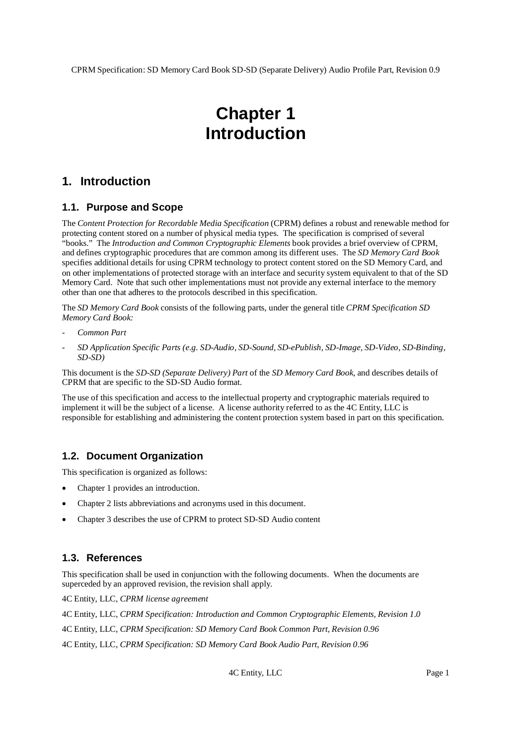# Chapter 1
# Introduction

## 1. Introduction

### 1.1. Purpose and Scope

The *Content Protection for Recordable Media Specification* (CPRM) defines a robust and renewable method for protecting content stored on a number of physical media types. The specification is comprised of several "books." The *Introduction and Common Cryptographic Elements* book provides a brief overview of CPRM, and defines cryptographic procedures that are common among its different uses. The *SD Memory Card Book* specifies additional details for using CPRM technology to protect content stored on the SD Memory Card, and on other implementations of protected storage with an interface and security system equivalent to that of the SD Memory Card. Note that such other implementations must not provide any external interface to the memory other than one that adheres to the protocols described in this specification.

The *SD Memory Card Book* consists of the following parts, under the general title *CPRM Specification SD Memory Card Book:*

- *Common Part*
- *SD Application Specific Parts (e.g. SD-Audio, SD-Sound, SD-ePublish, SD-Image, SD-Video, SD-Binding, SD-SD)*

This document is the *SD-SD (Separate Delivery) Part* of the *SD Memory Card Book*, and describes details of CPRM that are specific to the SD-SD Audio format.

The use of this specification and access to the intellectual property and cryptographic materials required to implement it will be the subject of a license. A license authority referred to as the 4C Entity, LLC is responsible for establishing and administering the content protection system based in part on this specification.

### 1.2. Document Organization

This specification is organized as follows:

- Chapter 1 provides an introduction.
- Chapter 2 lists abbreviations and acronyms used in this document.
- Chapter 3 describes the use of CPRM to protect SD-SD Audio content

### 1.3. References

This specification shall be used in conjunction with the following documents. When the documents are superceded by an approved revision, the revision shall apply.

4C Entity, LLC, *CPRM license agreement*

4C Entity, LLC, *CPRM Specification: Introduction and Common Cryptographic Elements, Revision 1.0*

4C Entity, LLC, *CPRM Specification: SD Memory Card Book Common Part, Revision 0.96*

4C Entity, LLC, *CPRM Specification: SD Memory Card Book Audio Part, Revision 0.96*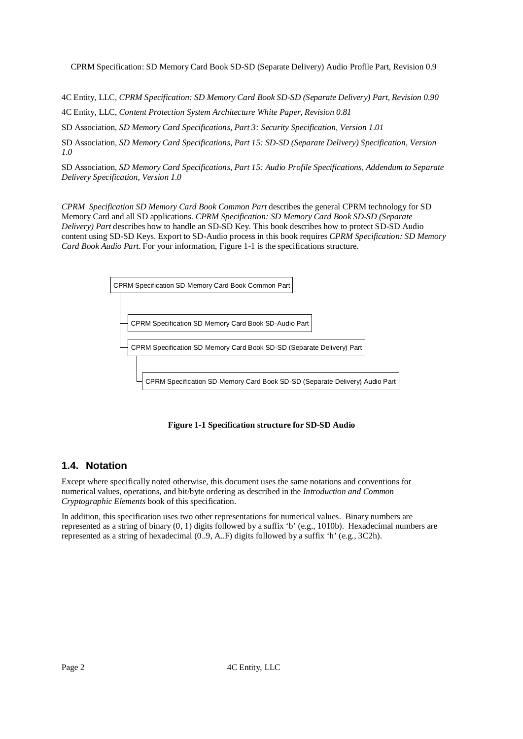4C Entity, LLC, *CPRM Specification: SD Memory Card Book SD-SD (Separate Delivery) Part, Revision 0.90*

4C Entity, LLC, *Content Protection System Architecture White Paper, Revision 0.81*

SD Association, *SD Memory Card Specifications, Part 3: Security Specification, Version 1.01*

SD Association, *SD Memory Card Specifications, Part 15: SD-SD (Separate Delivery) Specification, Version 1.0*

SD Association, *SD Memory Card Specifications, Part 15: Audio Profile Specifications, Addendum to Separate Delivery Specification, Version 1.0*

*CPRM Specification SD Memory Card Book Common Part* describes the general CPRM technology for SD Memory Card and all SD applications. *CPRM Specification: SD Memory Card Book SD-SD (Separate Delivery) Part* describes how to handle an SD-SD Key. This book describes how to protect SD-SD Audio content using SD-SD Keys. Export to SD-Audio process in this book requires *CPRM Specification: SD Memory Card Book Audio Part*. For your information, Figure 1-1 is the specifications structure.

- CPRM Specification SD Memory Card Book Common Part
  - CPRM Specification SD Memory Card Book SD-Audio Part
  - CPRM Specification SD Memory Card Book SD-SD (Separate Delivery) Part
    - CPRM Specification SD Memory Card Book SD-SD (Separate Delivery) Audio Part

**Figure 1-1 Specification structure for SD-SD Audio**

## 1.4. Notation

Except where specifically noted otherwise, this document uses the same notations and conventions for numerical values, operations, and bit/byte ordering as described in the *Introduction and Common Cryptographic Elements* book of this specification.

In addition, this specification uses two other representations for numerical values. Binary numbers are represented as a string of binary (0, 1) digits followed by a suffix 'b' (e.g., 1010b). Hexadecimal numbers are represented as a string of hexadecimal (0..9, A..F) digits followed by a suffix 'h' (e.g., 3C2h).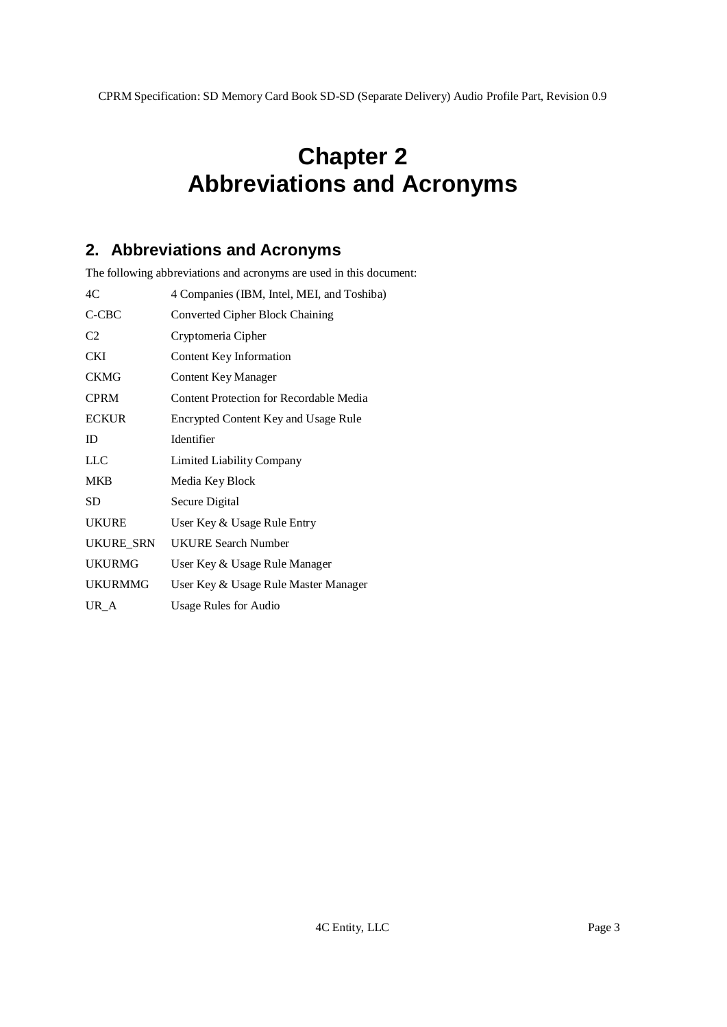# Chapter 2
# Abbreviations and Acronyms

## 2. Abbreviations and Acronyms

The following abbreviations and acronyms are used in this document:

| | |
|---|---|
| 4C | 4 Companies (IBM, Intel, MEI, and Toshiba) |
| C-CBC | Converted Cipher Block Chaining |
| C2 | Cryptomeria Cipher |
| CKI | Content Key Information |
| CKMG | Content Key Manager |
| CPRM | Content Protection for Recordable Media |
| ECKUR | Encrypted Content Key and Usage Rule |
| ID | Identifier |
| LLC | Limited Liability Company |
| MKB | Media Key Block |
| SD | Secure Digital |
| UKURE | User Key & Usage Rule Entry |
| UKURE_SRN | UKURE Search Number |
| UKURMG | User Key & Usage Rule Manager |
| UKURMMG | User Key & Usage Rule Master Manager |
| UR_A | Usage Rules for Audio |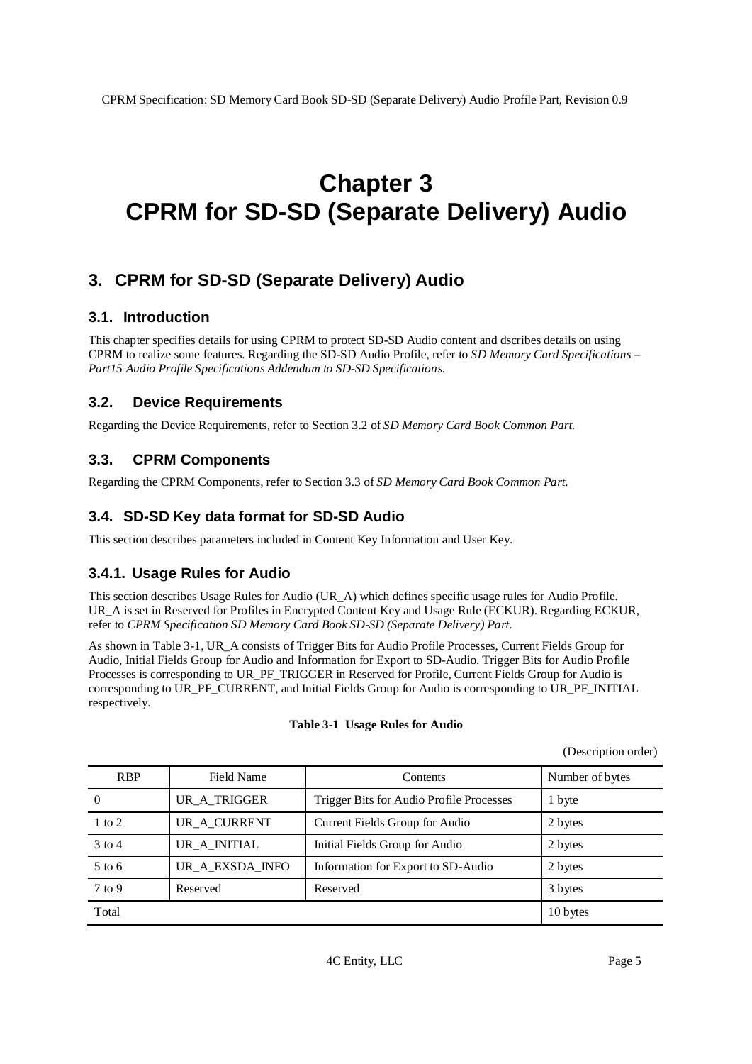# Chapter 3
# CPRM for SD-SD (Separate Delivery) Audio

## 3. CPRM for SD-SD (Separate Delivery) Audio

### 3.1. Introduction

This chapter specifies details for using CPRM to protect SD-SD Audio content and dscribes details on using CPRM to realize some features. Regarding the SD-SD Audio Profile, refer to *SD Memory Card Specifications – Part15 Audio Profile Specifications Addendum to SD-SD Specifications.*

### 3.2. Device Requirements

Regarding the Device Requirements, refer to Section 3.2 of *SD Memory Card Book Common Part.*

### 3.3. CPRM Components

Regarding the CPRM Components, refer to Section 3.3 of *SD Memory Card Book Common Part.*

### 3.4. SD-SD Key data format for SD-SD Audio

This section describes parameters included in Content Key Information and User Key.

### 3.4.1. Usage Rules for Audio

This section describes Usage Rules for Audio (UR_A) which defines specific usage rules for Audio Profile. UR_A is set in Reserved for Profiles in Encrypted Content Key and Usage Rule (ECKUR). Regarding ECKUR, refer to *CPRM Specification SD Memory Card Book SD-SD (Separate Delivery) Part.*

As shown in Table 3-1, UR_A consists of Trigger Bits for Audio Profile Processes, Current Fields Group for Audio, Initial Fields Group for Audio and Information for Export to SD-Audio. Trigger Bits for Audio Profile Processes is corresponding to UR_PF_TRIGGER in Reserved for Profile, Current Fields Group for Audio is corresponding to UR_PF_CURRENT, and Initial Fields Group for Audio is corresponding to UR_PF_INITIAL respectively.

**Table 3-1 Usage Rules for Audio**

(Description order)

| RBP | Field Name | Contents | Number of bytes |
|---|---|---|---|
| 0 | UR_A_TRIGGER | Trigger Bits for Audio Profile Processes | 1 byte |
| 1 to 2 | UR_A_CURRENT | Current Fields Group for Audio | 2 bytes |
| 3 to 4 | UR_A_INITIAL | Initial Fields Group for Audio | 2 bytes |
| 5 to 6 | UR_A_EXSDA_INFO | Information for Export to SD-Audio | 2 bytes |
| 7 to 9 | Reserved | Reserved | 3 bytes |
| Total | | | 10 bytes |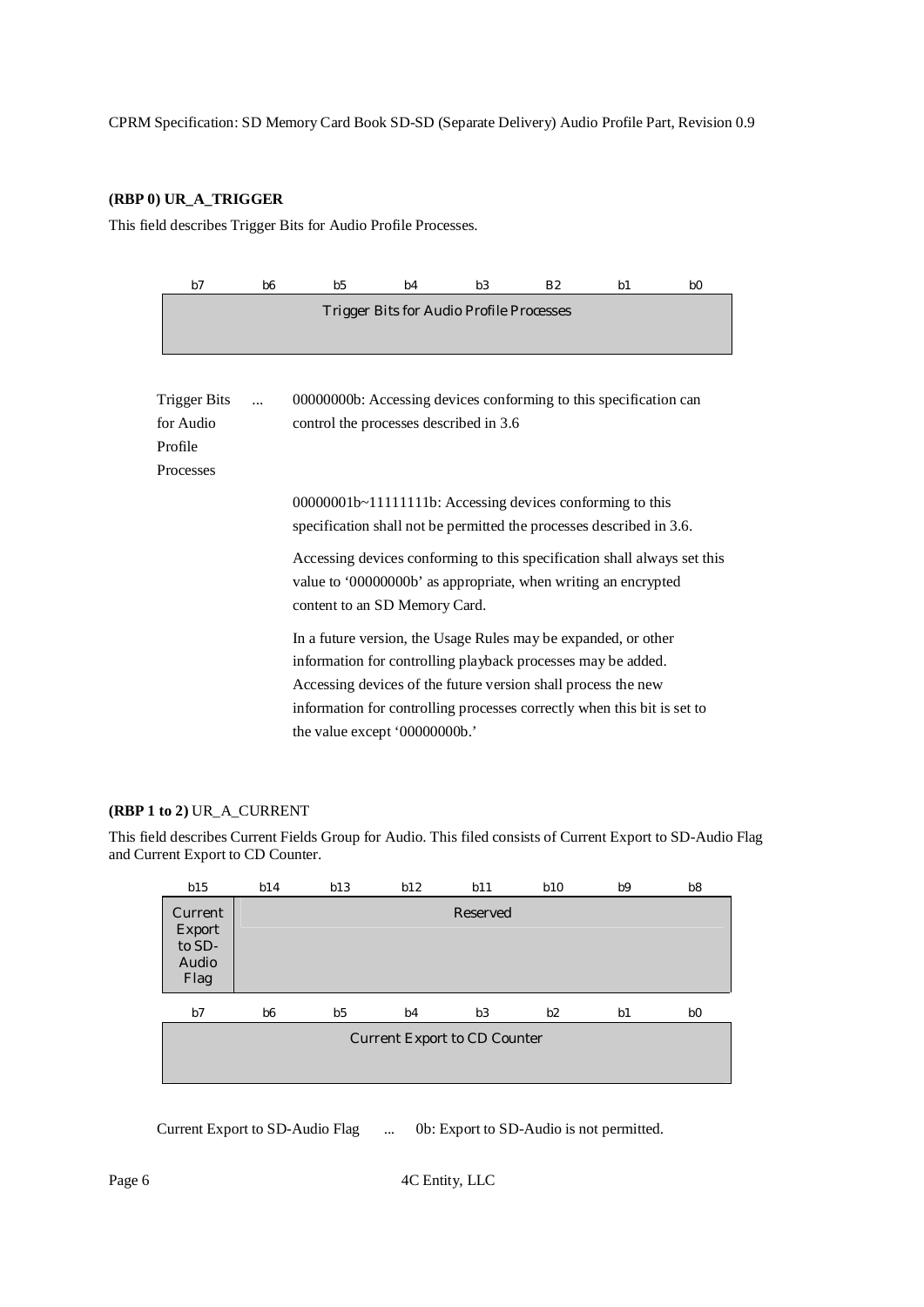**(RBP 0) UR_A_TRIGGER**

This field describes Trigger Bits for Audio Profile Processes.

| b7 | b6 | b5 | b4 | b3 | B2 | b1 | b0 |
|---|---|---|---|---|---|---|---|
| Trigger Bits for Audio Profile Processes | | | | | | | |

Trigger Bits for Audio Profile Processes ... 00000000b: Accessing devices conforming to this specification can control the processes described in 3.6

00000001b~11111111b: Accessing devices conforming to this specification shall not be permitted the processes described in 3.6.

Accessing devices conforming to this specification shall always set this value to '00000000b' as appropriate, when writing an encrypted content to an SD Memory Card.

In a future version, the Usage Rules may be expanded, or other information for controlling playback processes may be added. Accessing devices of the future version shall process the new information for controlling processes correctly when this bit is set to the value except '00000000b.'

**(RBP 1 to 2)** UR_A_CURRENT

This field describes Current Fields Group for Audio. This filed consists of Current Export to SD-Audio Flag and Current Export to CD Counter.

| b15 | b14 | b13 | b12 | b11 | b10 | b9 | b8 |
|---|---|---|---|---|---|---|---|
| Current Export to SD-Audio Flag | Reserved | | | | | | |

| b7 | b6 | b5 | b4 | b3 | b2 | b1 | b0 |
|---|---|---|---|---|---|---|---|
| Current Export to CD Counter | | | | | | | |

Current Export to SD-Audio Flag ... 0b: Export to SD-Audio is not permitted.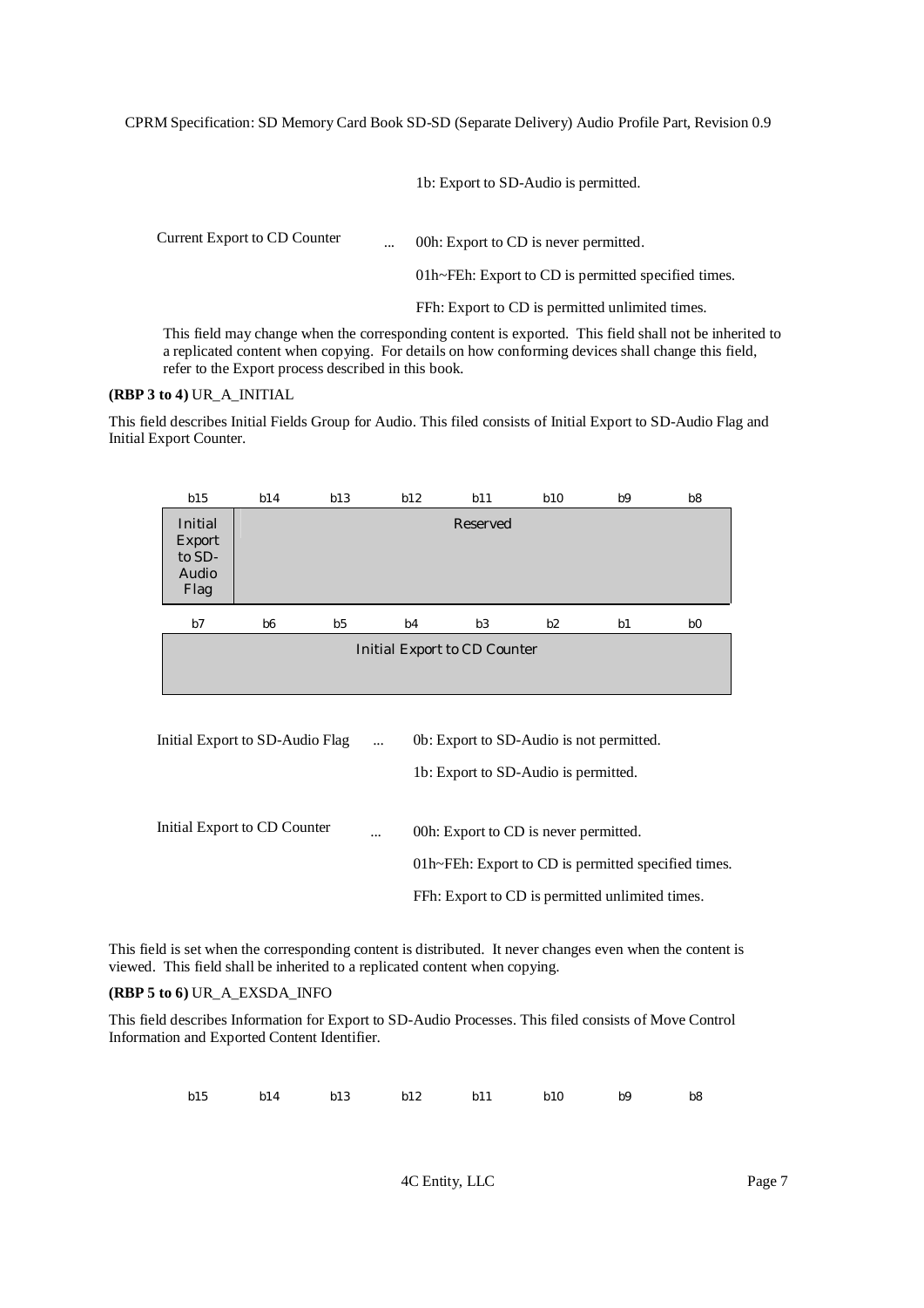1b: Export to SD-Audio is permitted.

Current Export to CD Counter ... 00h: Export to CD is never permitted.

01h~FEh: Export to CD is permitted specified times.

FFh: Export to CD is permitted unlimited times.

This field may change when the corresponding content is exported. This field shall not be inherited to a replicated content when copying. For details on how conforming devices shall change this field, refer to the Export process described in this book.

**(RBP 3 to 4)** UR_A_INITIAL

This field describes Initial Fields Group for Audio. This filed consists of Initial Export to SD-Audio Flag and Initial Export Counter.

| b15 | b14 | b13 | b12 | b11 | b10 | b9 | b8 |
|---|---|---|---|---|---|---|---|
| Initial Export to SD-Audio Flag | Reserved | | | | | | |

| b7 | b6 | b5 | b4 | b3 | b2 | b1 | b0 |
|---|---|---|---|---|---|---|---|
| Initial Export to CD Counter | | | | | | | |

Initial Export to SD-Audio Flag ... 0b: Export to SD-Audio is not permitted.

1b: Export to SD-Audio is permitted.

Initial Export to CD Counter ... 00h: Export to CD is never permitted.

01h~FEh: Export to CD is permitted specified times.

FFh: Export to CD is permitted unlimited times.

This field is set when the corresponding content is distributed. It never changes even when the content is viewed. This field shall be inherited to a replicated content when copying.

**(RBP 5 to 6)** UR_A_EXSDA_INFO

This field describes Information for Export to SD-Audio Processes. This filed consists of Move Control Information and Exported Content Identifier.

| b15 | b14 | b13 | b12 | b11 | b10 | b9 | b8 |
|---|---|---|---|---|---|---|---|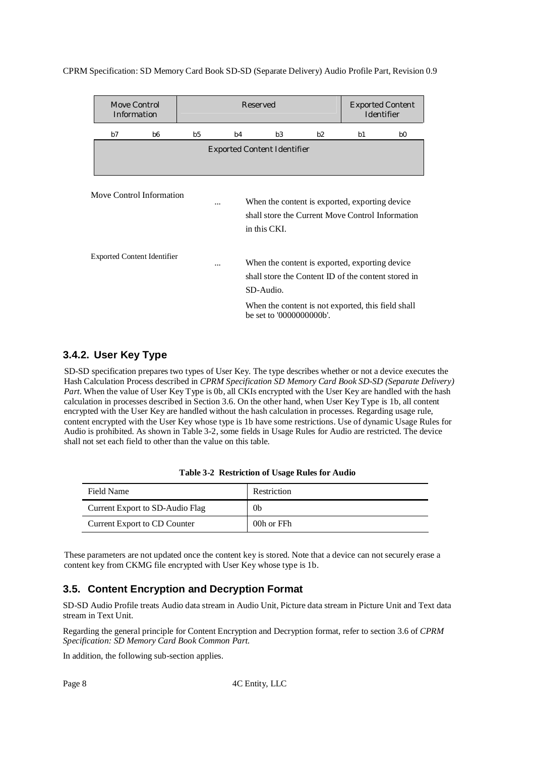| Move Control Information | | Reserved | | | | Exported Content Identifier | |
|---|---|---|---|---|---|---|---|
| b7 | b6 | b5 | b4 | b3 | b2 | b1 | b0 |
| Exported Content Identifier | | | | | | | |

Move Control Information ... When the content is exported, exporting device shall store the Current Move Control Information in this CKI.

Exported Content Identifier ... When the content is exported, exporting device shall store the Content ID of the content stored in SD-Audio.

When the content is not exported, this field shall be set to '0000000000b'.

### 3.4.2. User Key Type

SD-SD specification prepares two types of User Key. The type describes whether or not a device executes the Hash Calculation Process described in *CPRM Specification SD Memory Card Book SD-SD (Separate Delivery) Part*. When the value of User Key Type is 0b, all CKIs encrypted with the User Key are handled with the hash calculation in processes described in Section 3.6. On the other hand, when User Key Type is 1b, all content encrypted with the User Key are handled without the hash calculation in processes. Regarding usage rule, content encrypted with the User Key whose type is 1b have some restrictions. Use of dynamic Usage Rules for Audio is prohibited. As shown in Table 3-2, some fields in Usage Rules for Audio are restricted. The device shall not set each field to other than the value on this table.

**Table 3-2 Restriction of Usage Rules for Audio**

| Field Name | Restriction |
|---|---|
| Current Export to SD-Audio Flag | 0b |
| Current Export to CD Counter | 00h or FFh |

These parameters are not updated once the content key is stored. Note that a device can not securely erase a content key from CKMG file encrypted with User Key whose type is 1b.

## 3.5. Content Encryption and Decryption Format

SD-SD Audio Profile treats Audio data stream in Audio Unit, Picture data stream in Picture Unit and Text data stream in Text Unit.

Regarding the general principle for Content Encryption and Decryption format, refer to section 3.6 of *CPRM Specification: SD Memory Card Book Common Part.*

In addition, the following sub-section applies.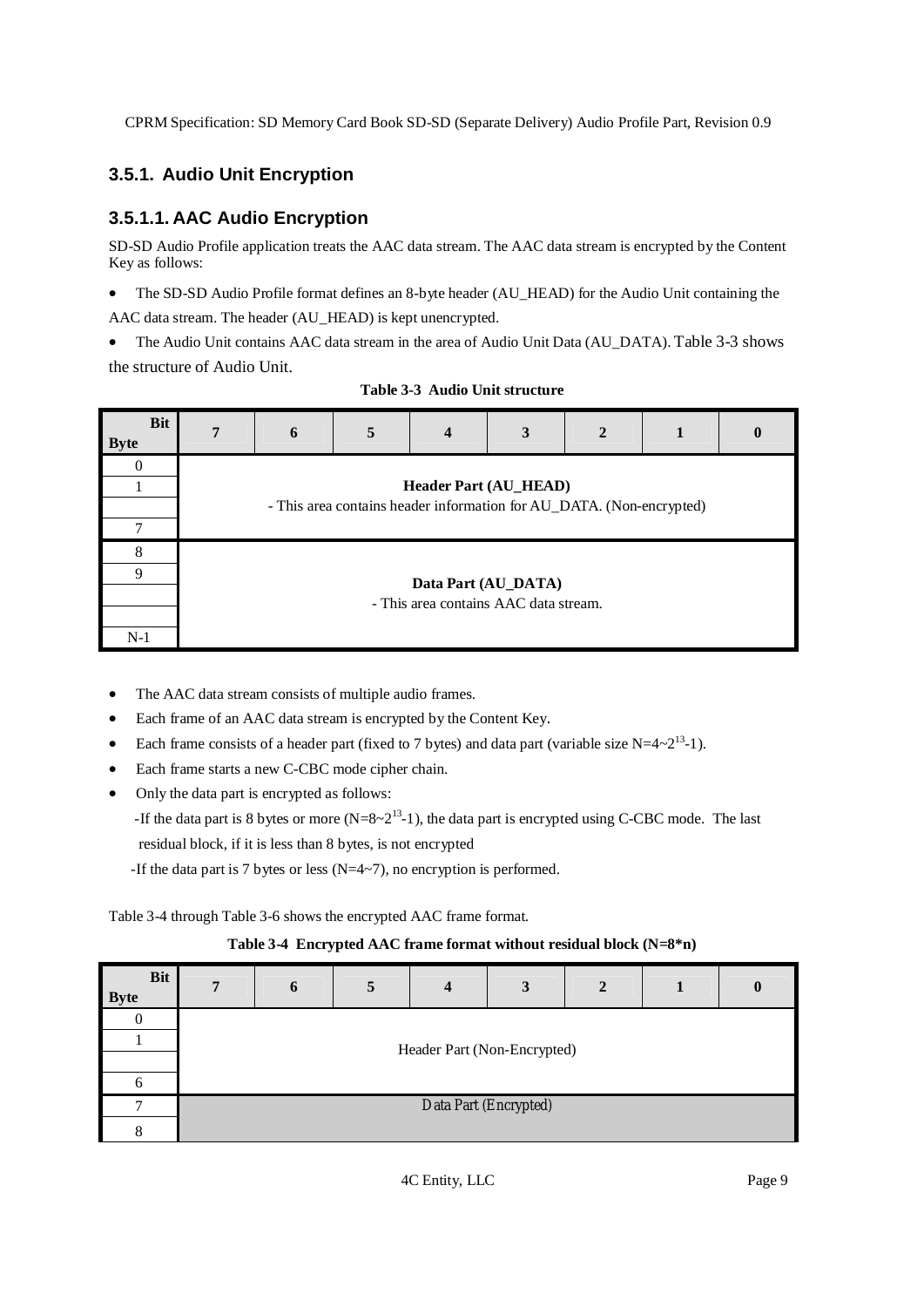### 3.5.1. Audio Unit Encryption

#### 3.5.1.1. AAC Audio Encryption

SD-SD Audio Profile application treats the AAC data stream. The AAC data stream is encrypted by the Content Key as follows:

- The SD-SD Audio Profile format defines an 8-byte header (AU_HEAD) for the Audio Unit containing the AAC data stream. The header (AU_HEAD) is kept unencrypted.
- The Audio Unit contains AAC data stream in the area of Audio Unit Data (AU_DATA). Table 3-3 shows the structure of Audio Unit.

**Table 3-3 Audio Unit structure**

| Byte \ Bit | 7 | 6 | 5 | 4 | 3 | 2 | 1 | 0 |
|---|---|---|---|---|---|---|---|---|
| 0 | **Header Part (AU_HEAD)** - This area contains header information for AU_DATA. (Non-encrypted) | | | | | | | |
| 1 | | | | | | | | |
| | | | | | | | | |
| 7 | | | | | | | | |
| 8 | **Data Part (AU_DATA)** - This area contains AAC data stream. | | | | | | | |
| 9 | | | | | | | | |
| | | | | | | | | |
| | | | | | | | | |
| N-1 | | | | | | | | |

- The AAC data stream consists of multiple audio frames.
- Each frame of an AAC data stream is encrypted by the Content Key.
- Each frame consists of a header part (fixed to 7 bytes) and data part (variable size $N=4\sim2^{13}-1$).
- Each frame starts a new C-CBC mode cipher chain.
- Only the data part is encrypted as follows:

  -If the data part is 8 bytes or more ($N=8\sim2^{13}-1$), the data part is encrypted using C-CBC mode. The last residual block, if it is less than 8 bytes, is not encrypted

  -If the data part is 7 bytes or less ($N=4\sim7$), no encryption is performed.

Table 3-4 through Table 3-6 shows the encrypted AAC frame format.

**Table 3-4 Encrypted AAC frame format without residual block (N=8*n)**

| Byte \ Bit | 7 | 6 | 5 | 4 | 3 | 2 | 1 | 0 |
|---|---|---|---|---|---|---|---|---|
| 0 | Header Part (Non-Encrypted) | | | | | | | |
| 1 | | | | | | | | |
| | | | | | | | | |
| 6 | | | | | | | | |
| 7 | Data Part (Encrypted) | | | | | | | |
| 8 | | | | | | | | |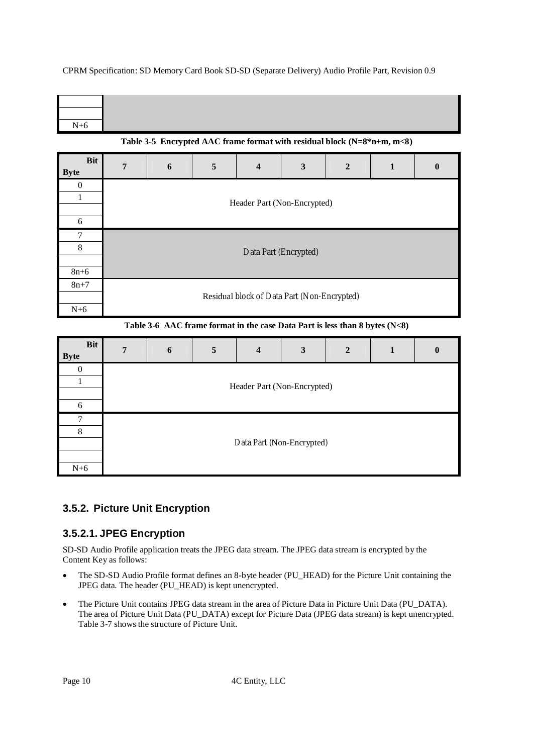| | |
|---|---|
| | |
| | |
| N+6 | |

**Table 3-5 Encrypted AAC frame format with residual block (N=8*n+m, m<8)**

| Bit / Byte | 7 | 6 | 5 | 4 | 3 | 2 | 1 | 0 |
|---|---|---|---|---|---|---|---|---|
| 0 | Header Part (Non-Encrypted) | | | | | | | |
| 1 | | | | | | | | |
| | | | | | | | | |
| 6 | | | | | | | | |
| 7 | Data Part (Encrypted) | | | | | | | |
| 8 | | | | | | | | |
| | | | | | | | | |
| 8n+6 | | | | | | | | |
| 8n+7 | Residual block of Data Part (Non-Encrypted) | | | | | | | |
| | | | | | | | | |
| N+6 | | | | | | | | |

**Table 3-6 AAC frame format in the case Data Part is less than 8 bytes (N<8)**

| Bit / Byte | 7 | 6 | 5 | 4 | 3 | 2 | 1 | 0 |
|---|---|---|---|---|---|---|---|---|
| 0 | Header Part (Non-Encrypted) | | | | | | | |
| 1 | | | | | | | | |
| | | | | | | | | |
| 6 | | | | | | | | |
| 7 | Data Part (Non-Encrypted) | | | | | | | |
| 8 | | | | | | | | |
| | | | | | | | | |
| | | | | | | | | |
| N+6 | | | | | | | | |

### 3.5.2. Picture Unit Encryption

#### 3.5.2.1. JPEG Encryption

SD-SD Audio Profile application treats the JPEG data stream. The JPEG data stream is encrypted by the Content Key as follows:

- The SD-SD Audio Profile format defines an 8-byte header (PU_HEAD) for the Picture Unit containing the JPEG data. The header (PU_HEAD) is kept unencrypted.
- The Picture Unit contains JPEG data stream in the area of Picture Data in Picture Unit Data (PU_DATA). The area of Picture Unit Data (PU_DATA) except for Picture Data (JPEG data stream) is kept unencrypted. Table 3-7 shows the structure of Picture Unit.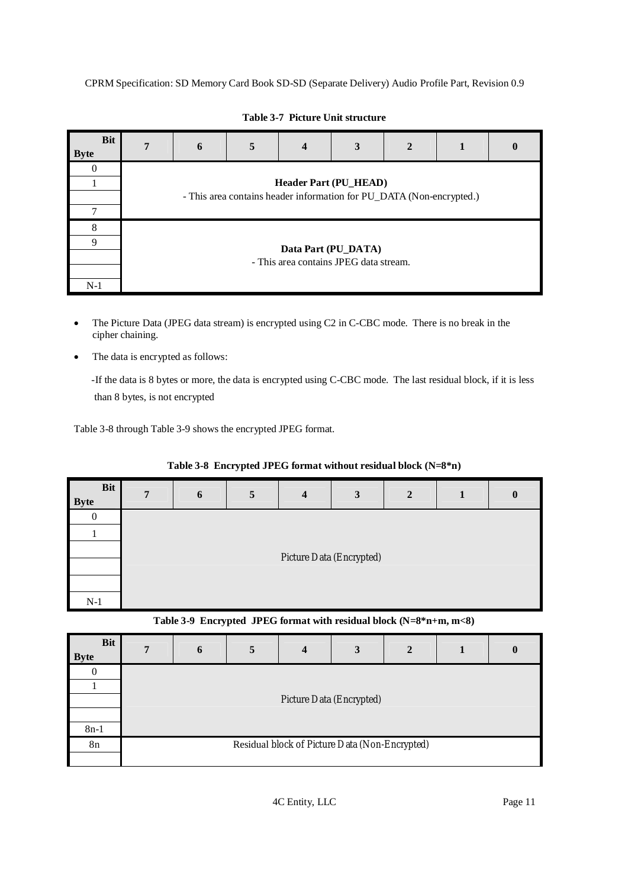**Table 3-7 Picture Unit structure**

| Bit / Byte | 7 | 6 | 5 | 4 | 3 | 2 | 1 | 0 |
|---|---|---|---|---|---|---|---|---|
| 0 | **Header Part (PU_HEAD)** - This area contains header information for PU_DATA (Non-encrypted.) | | | | | | | |
| 1 | | | | | | | | |
| | | | | | | | | |
| 7 | | | | | | | | |
| 8 | **Data Part (PU_DATA)** - This area contains JPEG data stream. | | | | | | | |
| 9 | | | | | | | | |
| | | | | | | | | |
| | | | | | | | | |
| N-1 | | | | | | | | |

- The Picture Data (JPEG data stream) is encrypted using C2 in C-CBC mode. There is no break in the cipher chaining.
- The data is encrypted as follows:

  -If the data is 8 bytes or more, the data is encrypted using C-CBC mode. The last residual block, if it is less than 8 bytes, is not encrypted

Table 3-8 through Table 3-9 shows the encrypted JPEG format.

**Table 3-8 Encrypted JPEG format without residual block (N=8*n)**

| Bit / Byte | 7 | 6 | 5 | 4 | 3 | 2 | 1 | 0 |
|---|---|---|---|---|---|---|---|---|
| 0 | Picture Data (Encrypted) | | | | | | | |
| 1 | | | | | | | | |
| | | | | | | | | |
| | | | | | | | | |
| | | | | | | | | |
| N-1 | | | | | | | | |

**Table 3-9 Encrypted JPEG format with residual block (N=8*n+m, m<8)**

| Bit / Byte | 7 | 6 | 5 | 4 | 3 | 2 | 1 | 0 |
|---|---|---|---|---|---|---|---|---|
| 0 | Picture Data (Encrypted) | | | | | | | |
| 1 | | | | | | | | |
| | | | | | | | | |
| | | | | | | | | |
| 8n-1 | | | | | | | | |
| 8n | Residual block of Picture Data (Non-Encrypted) | | | | | | | |
| | | | | | | | | |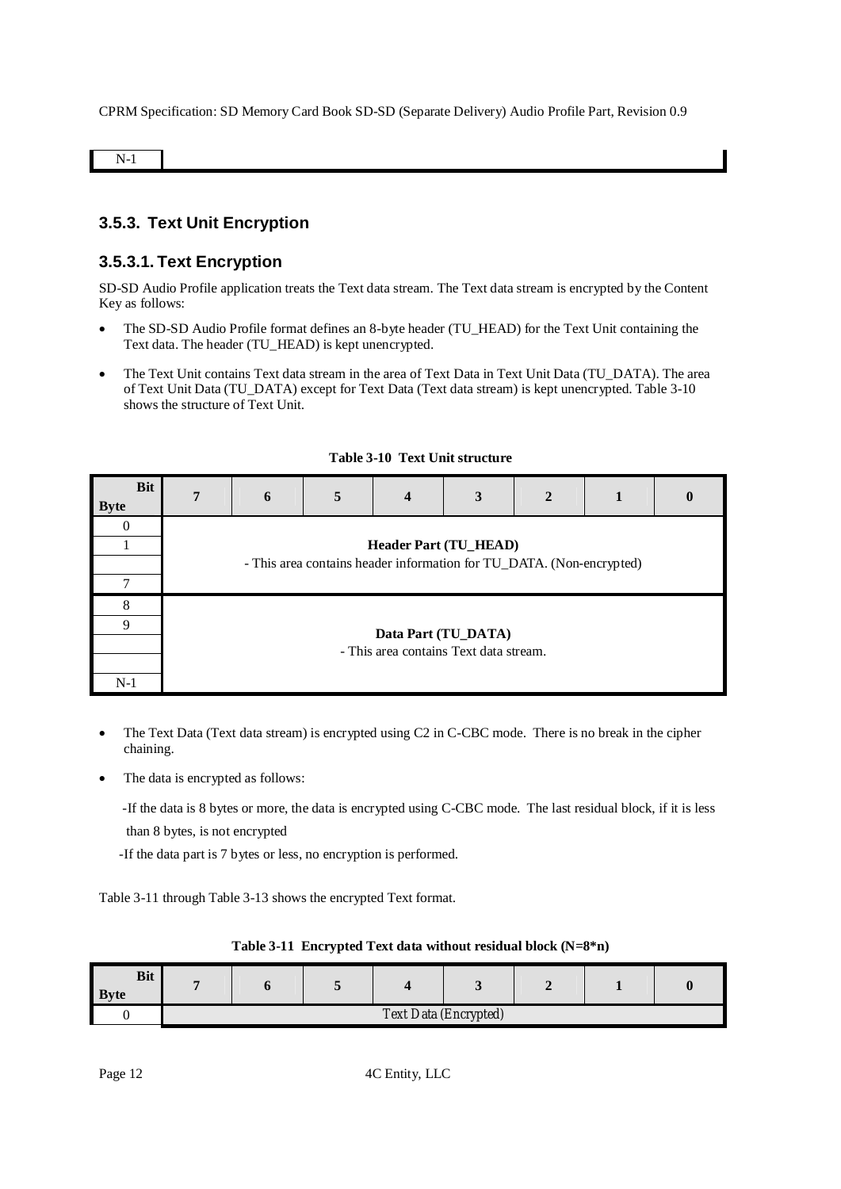| N-1 | |
|---|---|

### 3.5.3. Text Unit Encryption

#### 3.5.3.1. Text Encryption

SD-SD Audio Profile application treats the Text data stream. The Text data stream is encrypted by the Content Key as follows:

- The SD-SD Audio Profile format defines an 8-byte header (TU_HEAD) for the Text Unit containing the Text data. The header (TU_HEAD) is kept unencrypted.
- The Text Unit contains Text data stream in the area of Text Data in Text Unit Data (TU_DATA). The area of Text Unit Data (TU_DATA) except for Text Data (Text data stream) is kept unencrypted. Table 3-10 shows the structure of Text Unit.

**Table 3-10 Text Unit structure**

| Byte \ Bit | 7 | 6 | 5 | 4 | 3 | 2 | 1 | 0 |
|---|---|---|---|---|---|---|---|---|
| 0 | **Header Part (TU_HEAD)**<br>- This area contains header information for TU_DATA. (Non-encrypted) | | | | | | | |
| 1 | | | | | | | | |
| | | | | | | | | |
| 7 | | | | | | | | |
| 8 | **Data Part (TU_DATA)**<br>- This area contains Text data stream. | | | | | | | |
| 9 | | | | | | | | |
| | | | | | | | | |
| | | | | | | | | |
| N-1 | | | | | | | | |

- The Text Data (Text data stream) is encrypted using C2 in C-CBC mode. There is no break in the cipher chaining.
- The data is encrypted as follows:

  -If the data is 8 bytes or more, the data is encrypted using C-CBC mode. The last residual block, if it is less than 8 bytes, is not encrypted

  -If the data part is 7 bytes or less, no encryption is performed.

Table 3-11 through Table 3-13 shows the encrypted Text format.

**Table 3-11 Encrypted Text data without residual block (N=8*n)**

| Byte \ Bit | 7 | 6 | 5 | 4 | 3 | 2 | 1 | 0 |
|---|---|---|---|---|---|---|---|---|
| 0 | Text Data (Encrypted) | | | | | | | |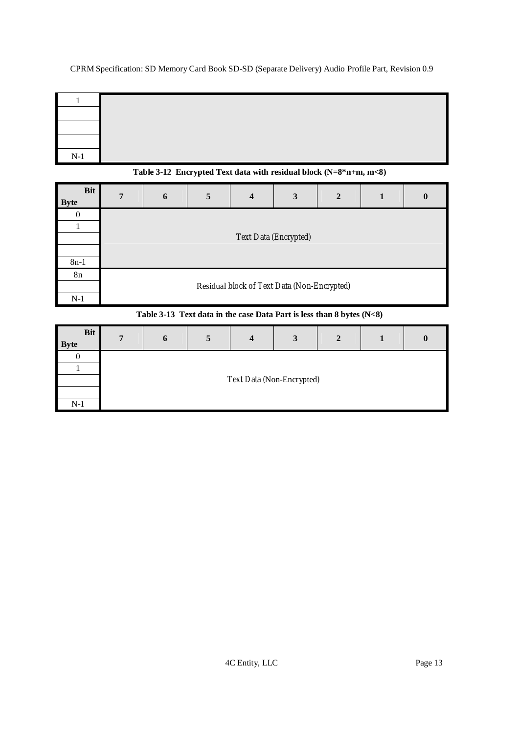| | |
|---|---|
| 1 | |
| | |
| | |
| N-1 | |

**Table 3-12 Encrypted Text data with residual block (N=8\*n+m, m<8)**

| Byte \ Bit | 7 | 6 | 5 | 4 | 3 | 2 | 1 | 0 |
|---|---|---|---|---|---|---|---|---|
| 0 | Text Data (Encrypted) | | | | | | | |
| 1 | | | | | | | | |
| | | | | | | | | |
| | | | | | | | | |
| 8n-1 | | | | | | | | |
| 8n | Residual block of Text Data (Non-Encrypted) | | | | | | | |
| | | | | | | | | |
| N-1 | | | | | | | | |

**Table 3-13 Text data in the case Data Part is less than 8 bytes (N<8)**

| Byte \ Bit | 7 | 6 | 5 | 4 | 3 | 2 | 1 | 0 |
|---|---|---|---|---|---|---|---|---|
| 0 | Text Data (Non-Encrypted) | | | | | | | |
| 1 | | | | | | | | |
| | | | | | | | | |
| | | | | | | | | |
| N-1 | | | | | | | | |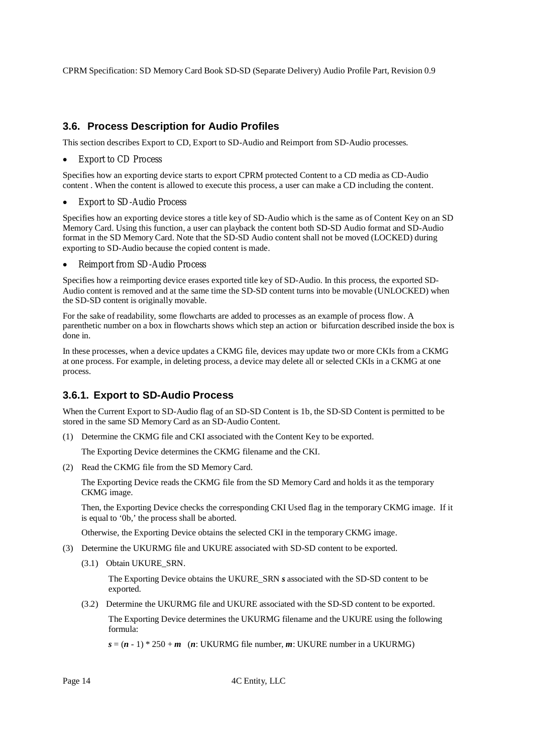## 3.6. Process Description for Audio Profiles

This section describes Export to CD, Export to SD-Audio and Reimport from SD-Audio processes.

- *Export to CD Process*

Specifies how an exporting device starts to export CPRM protected Content to a CD media as CD-Audio content . When the content is allowed to execute this process, a user can make a CD including the content.

- *Export to SD-Audio Process*

Specifies how an exporting device stores a title key of SD-Audio which is the same as of Content Key on an SD Memory Card. Using this function, a user can playback the content both SD-SD Audio format and SD-Audio format in the SD Memory Card. Note that the SD-SD Audio content shall not be moved (LOCKED) during exporting to SD-Audio because the copied content is made.

- *Reimport from SD-Audio Process*

Specifies how a reimporting device erases exported title key of SD-Audio. In this process, the exported SD-Audio content is removed and at the same time the SD-SD content turns into be movable (UNLOCKED) when the SD-SD content is originally movable.

For the sake of readability, some flowcharts are added to processes as an example of process flow. A parenthetic number on a box in flowcharts shows which step an action or bifurcation described inside the box is done in.

In these processes, when a device updates a CKMG file, devices may update two or more CKIs from a CKMG at one process. For example, in deleting process, a device may delete all or selected CKIs in a CKMG at one process.

### 3.6.1. Export to SD-Audio Process

When the Current Export to SD-Audio flag of an SD-SD Content is 1b, the SD-SD Content is permitted to be stored in the same SD Memory Card as an SD-Audio Content.

(1) Determine the CKMG file and CKI associated with the Content Key to be exported.

The Exporting Device determines the CKMG filename and the CKI.

(2) Read the CKMG file from the SD Memory Card.

The Exporting Device reads the CKMG file from the SD Memory Card and holds it as the temporary CKMG image.

Then, the Exporting Device checks the corresponding CKI Used flag in the temporary CKMG image. If it is equal to '0b,' the process shall be aborted.

Otherwise, the Exporting Device obtains the selected CKI in the temporary CKMG image.

(3) Determine the UKURMG file and UKURE associated with SD-SD content to be exported.

(3.1) Obtain UKURE_SRN.

The Exporting Device obtains the UKURE_SRN $s$ associated with the SD-SD content to be exported.

(3.2) Determine the UKURMG file and UKURE associated with the SD-SD content to be exported.

The Exporting Device determines the UKURMG filename and the UKURE using the following formula:

$s = (n - 1) * 250 + m$ ($n$: UKURMG file number, $m$: UKURE number in a UKURMG)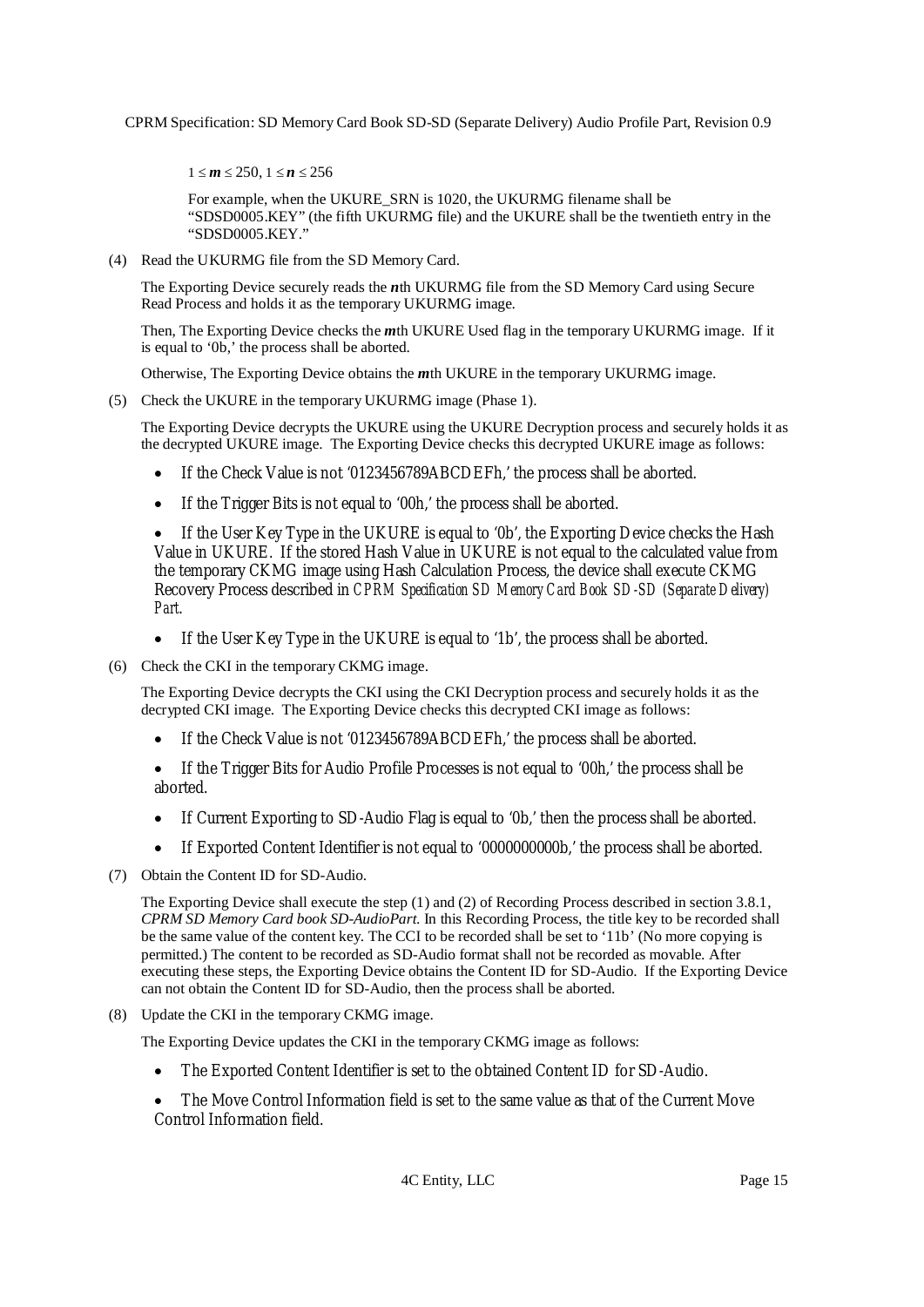$1 \leq \boldsymbol{m} \leq 250$, $1 \leq \boldsymbol{n} \leq 256$

For example, when the UKURE_SRN is 1020, the UKURMG filename shall be "SDSD0005.KEY" (the fifth UKURMG file) and the UKURE shall be the twentieth entry in the "SDSD0005.KEY."

(4) Read the UKURMG file from the SD Memory Card.

The Exporting Device securely reads the ***n***th UKURMG file from the SD Memory Card using Secure Read Process and holds it as the temporary UKURMG image.

Then, The Exporting Device checks the ***m***th UKURE Used flag in the temporary UKURMG image. If it is equal to '0b,' the process shall be aborted.

Otherwise, The Exporting Device obtains the ***m***th UKURE in the temporary UKURMG image.

(5) Check the UKURE in the temporary UKURMG image (Phase 1).

The Exporting Device decrypts the UKURE using the UKURE Decryption process and securely holds it as the decrypted UKURE image. The Exporting Device checks this decrypted UKURE image as follows:

- If the Check Value is not '0123456789ABCDEFh,' the process shall be aborted.
- If the Trigger Bits is not equal to '00h,' the process shall be aborted.
- If the User Key Type in the UKURE is equal to '0b', the Exporting Device checks the Hash Value in UKURE. If the stored Hash Value in UKURE is not equal to the calculated value from the temporary CKMG image using Hash Calculation Process, the device shall execute CKMG Recovery Process described in *CPRM Specification SD Memory Card Book SD-SD (Separate Delivery) Part*.
- If the User Key Type in the UKURE is equal to '1b', the process shall be aborted.

(6) Check the CKI in the temporary CKMG image.

The Exporting Device decrypts the CKI using the CKI Decryption process and securely holds it as the decrypted CKI image. The Exporting Device checks this decrypted CKI image as follows:

- If the Check Value is not '0123456789ABCDEFh,' the process shall be aborted.
- If the Trigger Bits for Audio Profile Processes is not equal to '00h,' the process shall be aborted.
- If Current Exporting to SD-Audio Flag is equal to '0b,' then the process shall be aborted.
- If Exported Content Identifier is not equal to '0000000000b,' the process shall be aborted.

(7) Obtain the Content ID for SD-Audio.

The Exporting Device shall execute the step (1) and (2) of Recording Process described in section 3.8.1, *CPRM SD Memory Card book SD-AudioPart.* In this Recording Process, the title key to be recorded shall be the same value of the content key. The CCI to be recorded shall be set to '11b' (No more copying is permitted.) The content to be recorded as SD-Audio format shall not be recorded as movable. After executing these steps, the Exporting Device obtains the Content ID for SD-Audio. If the Exporting Device can not obtain the Content ID for SD-Audio, then the process shall be aborted.

(8) Update the CKI in the temporary CKMG image.

The Exporting Device updates the CKI in the temporary CKMG image as follows:

- The Exported Content Identifier is set to the obtained Content ID for SD-Audio.
- The Move Control Information field is set to the same value as that of the Current Move Control Information field.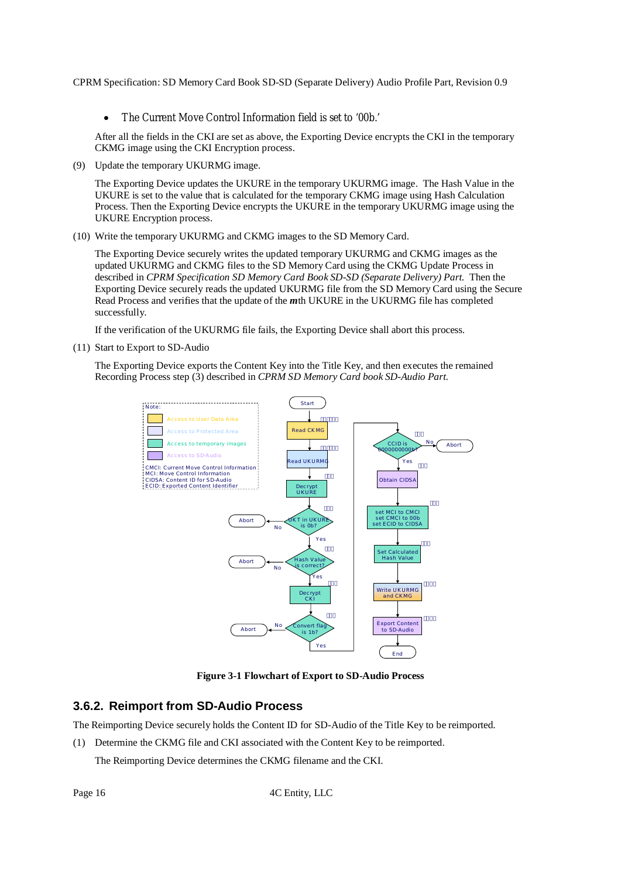- The Current Move Control Information field is set to '00b.'

After all the fields in the CKI are set as above, the Exporting Device encrypts the CKI in the temporary CKMG image using the CKI Encryption process.

(9) Update the temporary UKURMG image.

The Exporting Device updates the UKURE in the temporary UKURMG image. The Hash Value in the UKURE is set to the value that is calculated for the temporary CKMG image using Hash Calculation Process. Then the Exporting Device encrypts the UKURE in the temporary UKURMG image using the UKURE Encryption process.

(10) Write the temporary UKURMG and CKMG images to the SD Memory Card.

The Exporting Device securely writes the updated temporary UKURMG and CKMG images as the updated UKURMG and CKMG files to the SD Memory Card using the CKMG Update Process in described in *CPRM Specification SD Memory Card Book SD-SD (Separate Delivery) Part.* Then the Exporting Device securely reads the updated UKURMG file from the SD Memory Card using the Secure Read Process and verifies that the update of the ***m***th UKURE in the UKURMG file has completed successfully.

If the verification of the UKURMG file fails, the Exporting Device shall abort this process.

(11) Start to Export to SD-Audio

The Exporting Device exports the Content Key into the Title Key, and then executes the remained Recording Process step (3) described in *CPRM SD Memory Card book SD-Audio Part.*

**Figure 3-1 Flowchart of Export to SD-Audio Process**

## 3.6.2. Reimport from SD-Audio Process

The Reimporting Device securely holds the Content ID for SD-Audio of the Title Key to be reimported.

(1) Determine the CKMG file and CKI associated with the Content Key to be reimported.

The Reimporting Device determines the CKMG filename and the CKI.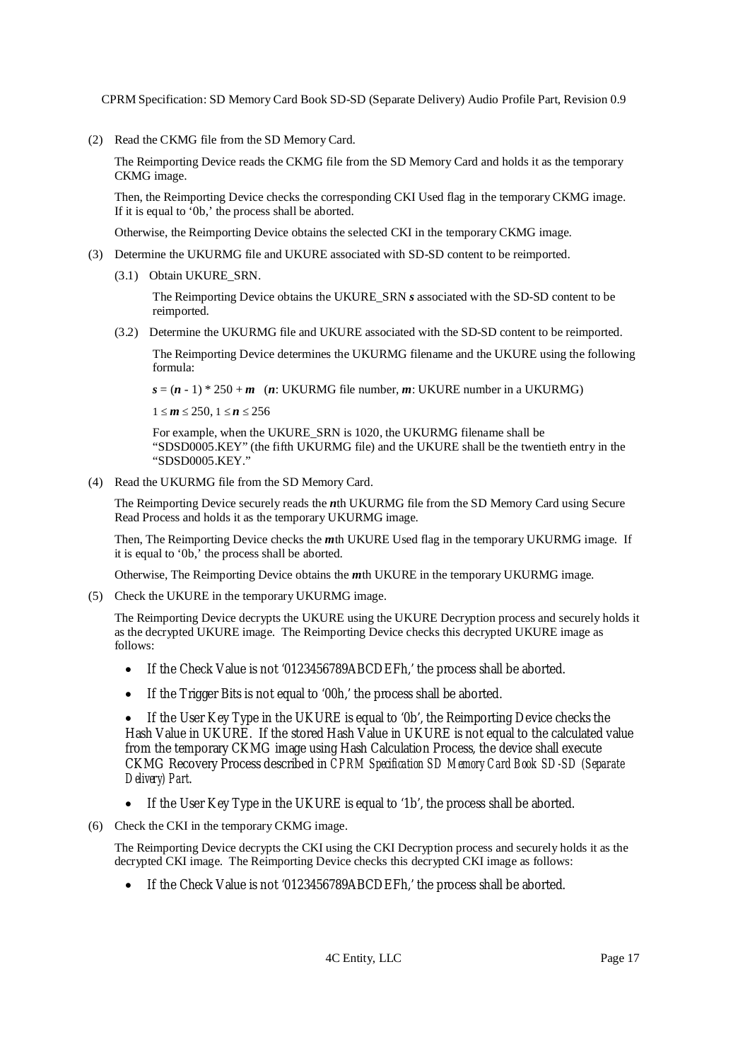(2) Read the CKMG file from the SD Memory Card.

The Reimporting Device reads the CKMG file from the SD Memory Card and holds it as the temporary CKMG image.

Then, the Reimporting Device checks the corresponding CKI Used flag in the temporary CKMG image. If it is equal to '0b,' the process shall be aborted.

Otherwise, the Reimporting Device obtains the selected CKI in the temporary CKMG image.

(3) Determine the UKURMG file and UKURE associated with SD-SD content to be reimported.

(3.1) Obtain UKURE_SRN.

The Reimporting Device obtains the UKURE_SRN ***s*** associated with the SD-SD content to be reimported.

(3.2) Determine the UKURMG file and UKURE associated with the SD-SD content to be reimported.

The Reimporting Device determines the UKURMG filename and the UKURE using the following formula:

$\boldsymbol{s} = (\boldsymbol{n} - 1) * 250 + \boldsymbol{m}$ (***n***: UKURMG file number, ***m***: UKURE number in a UKURMG)

$1 \le \boldsymbol{m} \le 250$, $1 \le \boldsymbol{n} \le 256$

For example, when the UKURE_SRN is 1020, the UKURMG filename shall be "SDSD0005.KEY" (the fifth UKURMG file) and the UKURE shall be the twentieth entry in the "SDSD0005.KEY."

(4) Read the UKURMG file from the SD Memory Card.

The Reimporting Device securely reads the ***n***th UKURMG file from the SD Memory Card using Secure Read Process and holds it as the temporary UKURMG image.

Then, The Reimporting Device checks the ***m***th UKURE Used flag in the temporary UKURMG image. If it is equal to '0b,' the process shall be aborted.

Otherwise, The Reimporting Device obtains the ***m***th UKURE in the temporary UKURMG image.

(5) Check the UKURE in the temporary UKURMG image.

The Reimporting Device decrypts the UKURE using the UKURE Decryption process and securely holds it as the decrypted UKURE image. The Reimporting Device checks this decrypted UKURE image as follows:

- If the Check Value is not '0123456789ABCDEFh,' the process shall be aborted.
- If the Trigger Bits is not equal to '00h,' the process shall be aborted.
- If the User Key Type in the UKURE is equal to '0b', the Reimporting Device checks the Hash Value in UKURE. If the stored Hash Value in UKURE is not equal to the calculated value from the temporary CKMG image using Hash Calculation Process, the device shall execute CKMG Recovery Process described in *CPRM Specification SD Memory Card Book SD-SD (Separate Delivery) Part*.
- If the User Key Type in the UKURE is equal to '1b', the process shall be aborted.

(6) Check the CKI in the temporary CKMG image.

The Reimporting Device decrypts the CKI using the CKI Decryption process and securely holds it as the decrypted CKI image. The Reimporting Device checks this decrypted CKI image as follows:

- If the Check Value is not '0123456789ABCDEFh,' the process shall be aborted.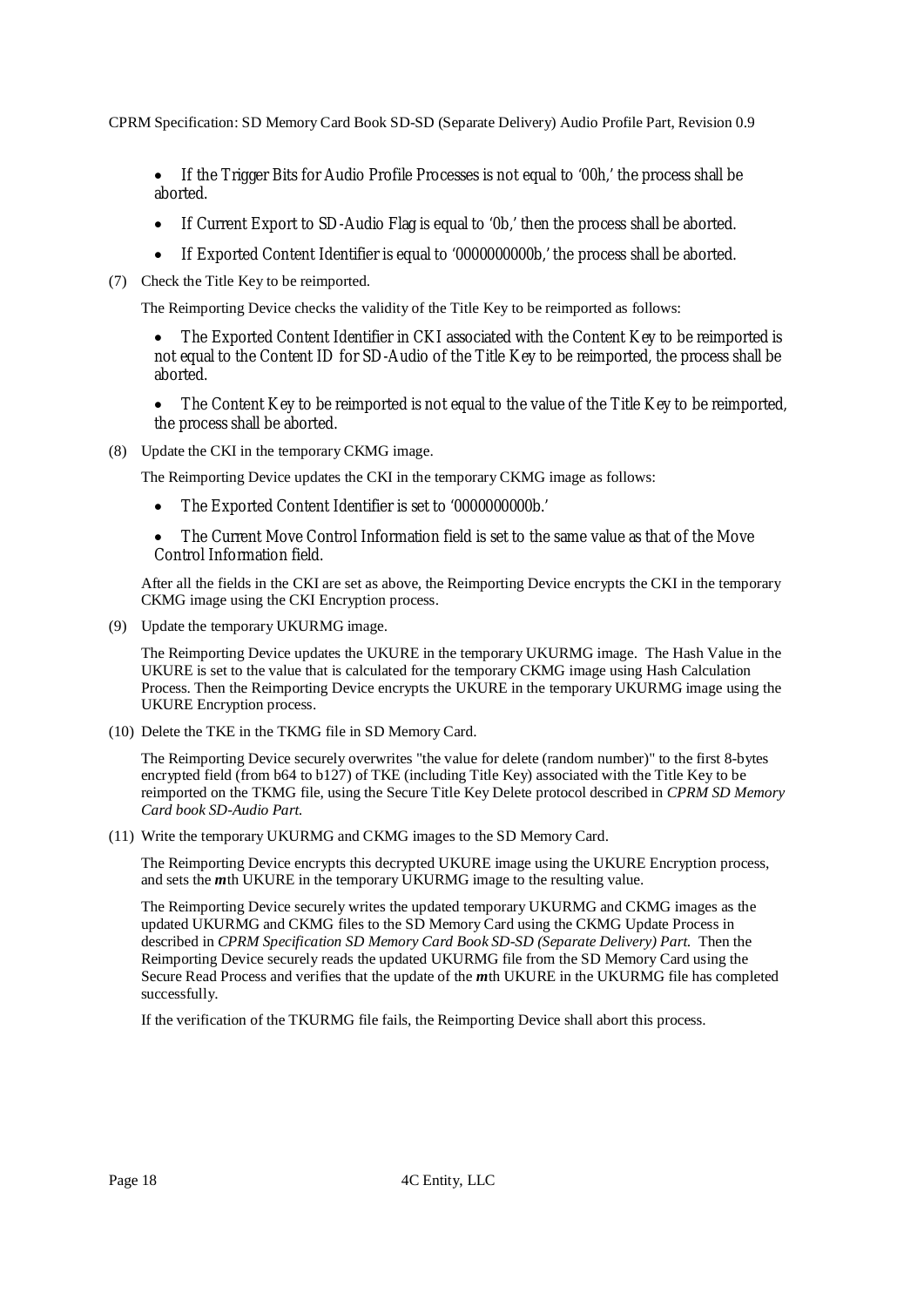- If the Trigger Bits for Audio Profile Processes is not equal to '00h,' the process shall be aborted.
- If Current Export to SD-Audio Flag is equal to '0b,' then the process shall be aborted.
- If Exported Content Identifier is equal to '0000000000b,' the process shall be aborted.

(7) Check the Title Key to be reimported.

The Reimporting Device checks the validity of the Title Key to be reimported as follows:

- The Exported Content Identifier in CKI associated with the Content Key to be reimported is not equal to the Content ID for SD-Audio of the Title Key to be reimported, the process shall be aborted.
- The Content Key to be reimported is not equal to the value of the Title Key to be reimported, the process shall be aborted.

(8) Update the CKI in the temporary CKMG image.

The Reimporting Device updates the CKI in the temporary CKMG image as follows:

- The Exported Content Identifier is set to '0000000000b.'
- The Current Move Control Information field is set to the same value as that of the Move Control Information field.

After all the fields in the CKI are set as above, the Reimporting Device encrypts the CKI in the temporary CKMG image using the CKI Encryption process.

(9) Update the temporary UKURMG image.

The Reimporting Device updates the UKURE in the temporary UKURMG image. The Hash Value in the UKURE is set to the value that is calculated for the temporary CKMG image using Hash Calculation Process. Then the Reimporting Device encrypts the UKURE in the temporary UKURMG image using the UKURE Encryption process.

(10) Delete the TKE in the TKMG file in SD Memory Card.

The Reimporting Device securely overwrites "the value for delete (random number)" to the first 8-bytes encrypted field (from b64 to b127) of TKE (including Title Key) associated with the Title Key to be reimported on the TKMG file, using the Secure Title Key Delete protocol described in *CPRM SD Memory Card book SD-Audio Part.*

(11) Write the temporary UKURMG and CKMG images to the SD Memory Card.

The Reimporting Device encrypts this decrypted UKURE image using the UKURE Encryption process, and sets the ***m***th UKURE in the temporary UKURMG image to the resulting value.

The Reimporting Device securely writes the updated temporary UKURMG and CKMG images as the updated UKURMG and CKMG files to the SD Memory Card using the CKMG Update Process in described in *CPRM Specification SD Memory Card Book SD-SD (Separate Delivery) Part.* Then the Reimporting Device securely reads the updated UKURMG file from the SD Memory Card using the Secure Read Process and verifies that the update of the ***m***th UKURE in the UKURMG file has completed successfully.

If the verification of the TKURMG file fails, the Reimporting Device shall abort this process.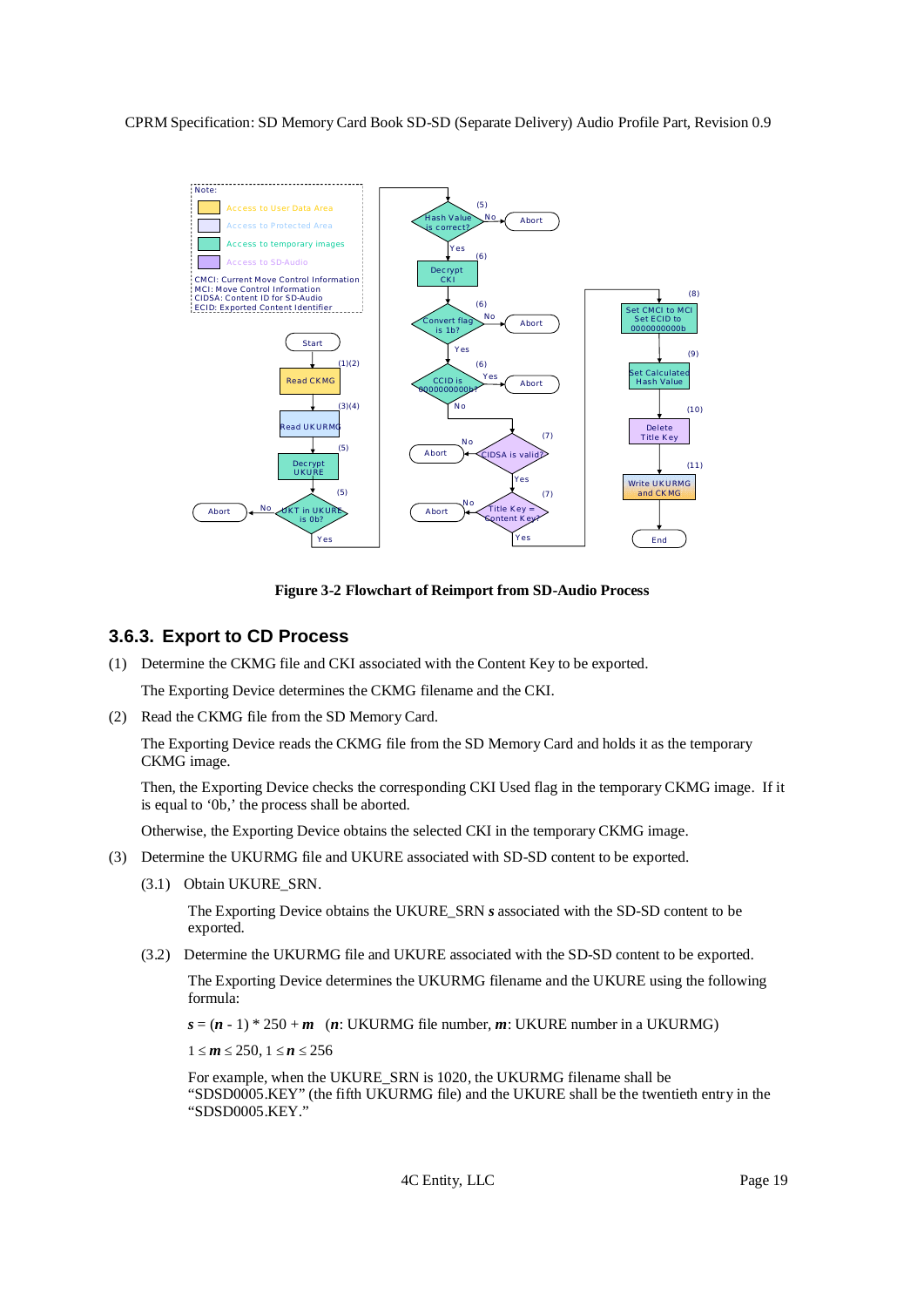Figure 3-2 Flowchart of Reimport from SD-Audio Process

### 3.6.3. Export to CD Process

(1) Determine the CKMG file and CKI associated with the Content Key to be exported.

The Exporting Device determines the CKMG filename and the CKI.

(2) Read the CKMG file from the SD Memory Card.

The Exporting Device reads the CKMG file from the SD Memory Card and holds it as the temporary CKMG image.

Then, the Exporting Device checks the corresponding CKI Used flag in the temporary CKMG image. If it is equal to '0b,' the process shall be aborted.

Otherwise, the Exporting Device obtains the selected CKI in the temporary CKMG image.

(3) Determine the UKURMG file and UKURE associated with SD-SD content to be exported.

(3.1) Obtain UKURE_SRN.

The Exporting Device obtains the UKURE_SRN $\boldsymbol{s}$ associated with the SD-SD content to be exported.

(3.2) Determine the UKURMG file and UKURE associated with the SD-SD content to be exported.

The Exporting Device determines the UKURMG filename and the UKURE using the following formula:

$\boldsymbol{s} = (\boldsymbol{n} - 1) * 250 + \boldsymbol{m}$ ($\boldsymbol{n}$: UKURMG file number, $\boldsymbol{m}$: UKURE number in a UKURMG)

$1 \leq \boldsymbol{m} \leq 250$, $1 \leq \boldsymbol{n} \leq 256$

For example, when the UKURE_SRN is 1020, the UKURMG filename shall be "SDSD0005.KEY" (the fifth UKURMG file) and the UKURE shall be the twentieth entry in the "SDSD0005.KEY."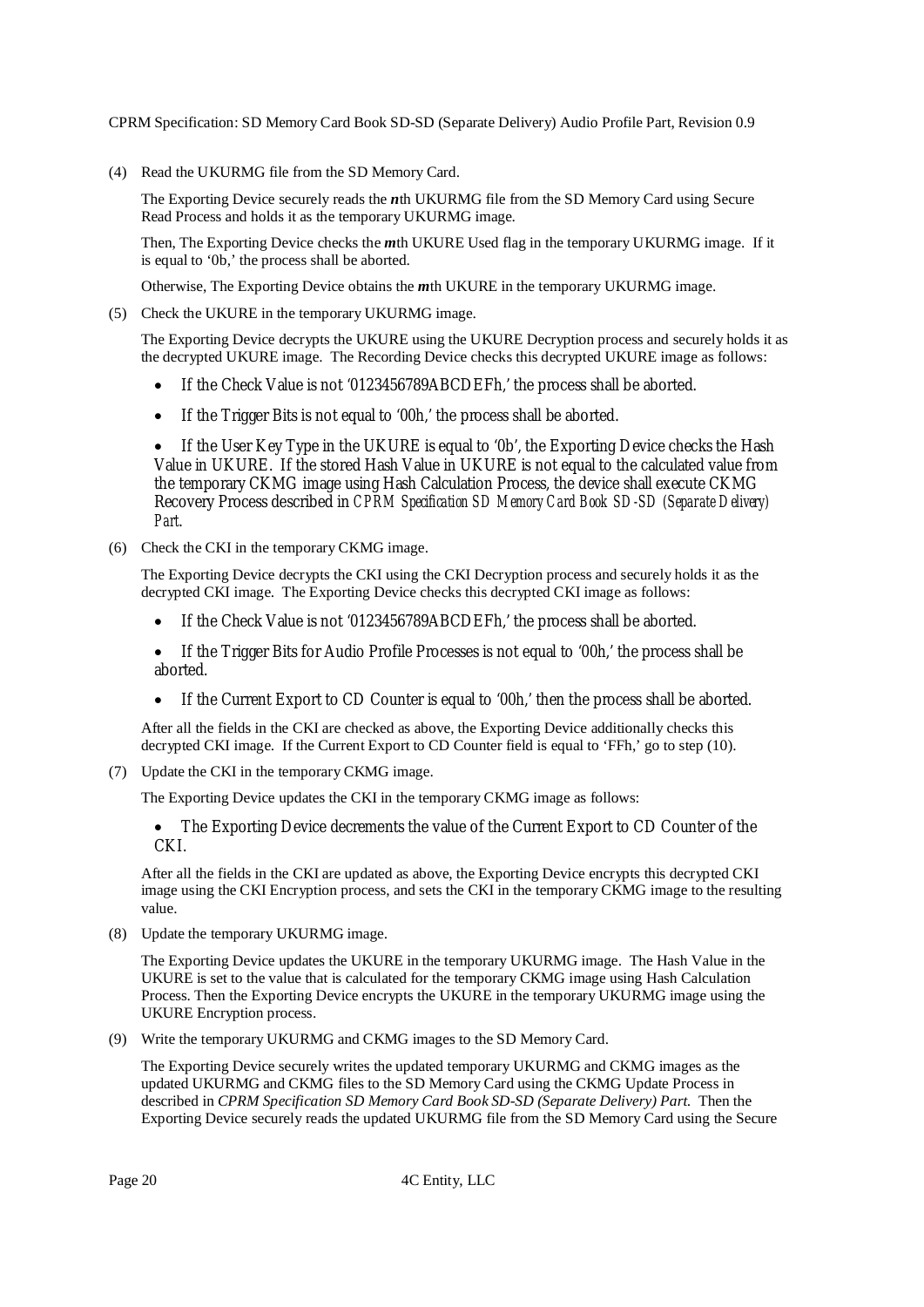(4) Read the UKURMG file from the SD Memory Card.

The Exporting Device securely reads the ***n***th UKURMG file from the SD Memory Card using Secure Read Process and holds it as the temporary UKURMG image.

Then, The Exporting Device checks the ***m***th UKURE Used flag in the temporary UKURMG image. If it is equal to '0b,' the process shall be aborted.

Otherwise, The Exporting Device obtains the ***m***th UKURE in the temporary UKURMG image.

(5) Check the UKURE in the temporary UKURMG image.

The Exporting Device decrypts the UKURE using the UKURE Decryption process and securely holds it as the decrypted UKURE image. The Recording Device checks this decrypted UKURE image as follows:

- If the Check Value is not '0123456789ABCDEFh,' the process shall be aborted.
- If the Trigger Bits is not equal to '00h,' the process shall be aborted.
- If the User Key Type in the UKURE is equal to '0b', the Exporting Device checks the Hash Value in UKURE. If the stored Hash Value in UKURE is not equal to the calculated value from the temporary CKMG image using Hash Calculation Process, the device shall execute CKMG Recovery Process described in *CPRM Specification SD Memory Card Book SD-SD (Separate Delivery) Part*.

(6) Check the CKI in the temporary CKMG image.

The Exporting Device decrypts the CKI using the CKI Decryption process and securely holds it as the decrypted CKI image. The Exporting Device checks this decrypted CKI image as follows:

- If the Check Value is not '0123456789ABCDEFh,' the process shall be aborted.
- If the Trigger Bits for Audio Profile Processes is not equal to '00h,' the process shall be aborted.
- If the Current Export to CD Counter is equal to '00h,' then the process shall be aborted.

After all the fields in the CKI are checked as above, the Exporting Device additionally checks this decrypted CKI image. If the Current Export to CD Counter field is equal to 'FFh,' go to step (10).

(7) Update the CKI in the temporary CKMG image.

The Exporting Device updates the CKI in the temporary CKMG image as follows:

- The Exporting Device decrements the value of the Current Export to CD Counter of the CKI.

After all the fields in the CKI are updated as above, the Exporting Device encrypts this decrypted CKI image using the CKI Encryption process, and sets the CKI in the temporary CKMG image to the resulting value.

(8) Update the temporary UKURMG image.

The Exporting Device updates the UKURE in the temporary UKURMG image. The Hash Value in the UKURE is set to the value that is calculated for the temporary CKMG image using Hash Calculation Process. Then the Exporting Device encrypts the UKURE in the temporary UKURMG image using the UKURE Encryption process.

(9) Write the temporary UKURMG and CKMG images to the SD Memory Card.

The Exporting Device securely writes the updated temporary UKURMG and CKMG images as the updated UKURMG and CKMG files to the SD Memory Card using the CKMG Update Process in described in *CPRM Specification SD Memory Card Book SD-SD (Separate Delivery) Part*. Then the Exporting Device securely reads the updated UKURMG file from the SD Memory Card using the Secure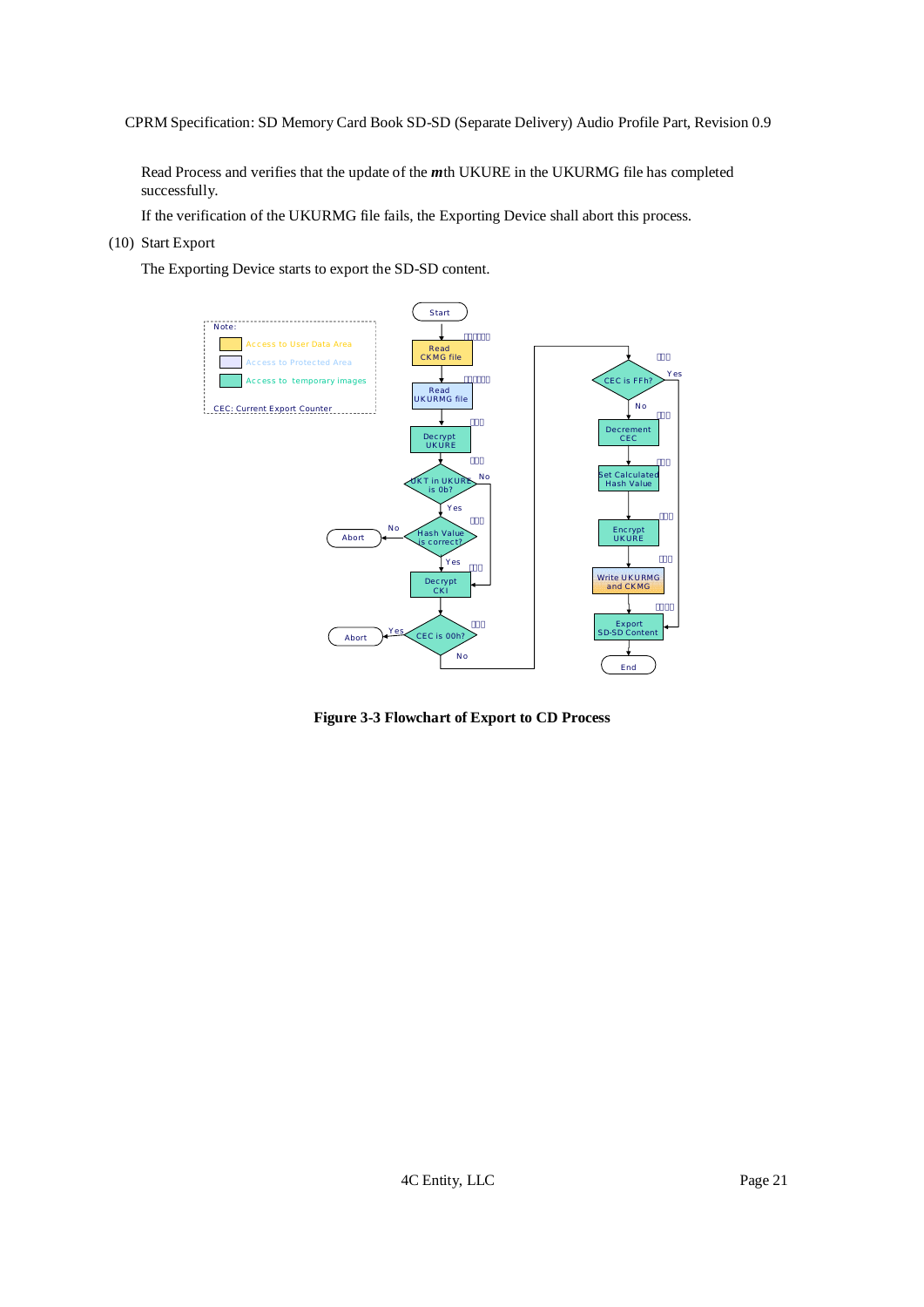Read Process and verifies that the update of the ***m***th UKURE in the UKURMG file has completed successfully.

If the verification of the UKURMG file fails, the Exporting Device shall abort this process.

(10) Start Export

The Exporting Device starts to export the SD-SD content.

Note:
Access to User Data Area
Access to Protected Area
Access to temporary images
CEC: Current Export Counter

Start
Read CKMG file
Read UKURMG file
Decrypt UKURE
UKT in UKURE is 0b?
No
Yes
Hash Value is correct?
No
Abort
Yes
Decrypt CKI
CEC is 00h?
Yes
Abort
No
CEC is FFh?
Yes
No
Decrement CEC
Set Calculated Hash Value
Encrypt UKURE
Write UKURMG and CKMG
Export SD-SD Content
End

**Figure 3-3 Flowchart of Export to CD Process**